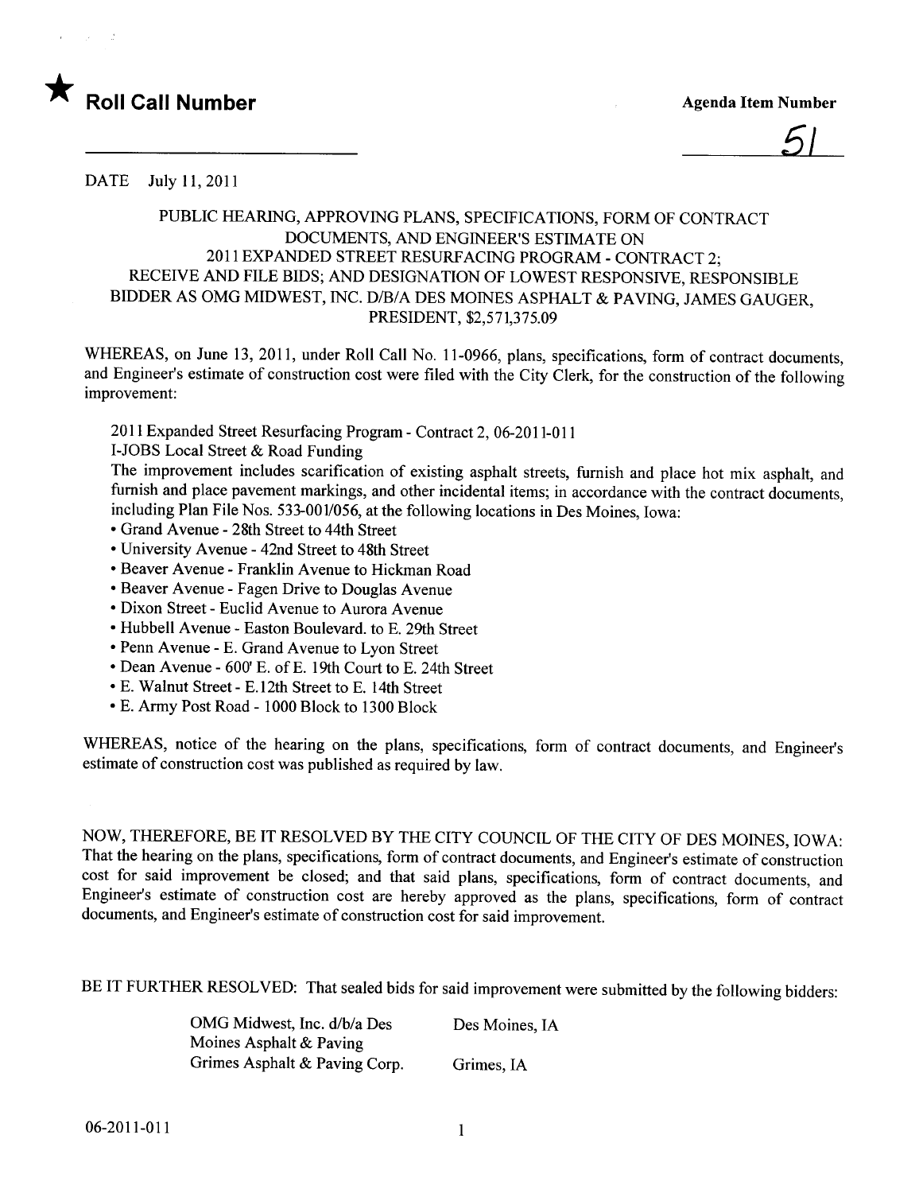★ **Roll Call Number**

**Agenda Item Number**

51

DATE July 11, 2011

PUBLIC HEARING, APPROVING PLANS, SPECIFICATIONS, FORM OF CONTRACT DOCUMENTS, AND ENGINEER'S ESTIMATE ON 2011 EXPANDED STREET RESURFACING PROGRAM - CONTRACT 2; RECEIVE AND FILE BIDS; AND DESIGNATION OF LOWEST RESPONSIVE, RESPONSIBLE BIDDER AS OMG MIDWEST, INC. D/B/A DES MOINES ASPHALT & PAVING, JAMES GAUGER, PRESIDENT, $2,571,375.09

WHEREAS, on June 13, 2011, under Roll Call No. 11-0966, plans, specifications, form of contract documents, and Engineer's estimate of construction cost were filed with the City Clerk, for the construction of the following improvement:

2011 Expanded Street Resurfacing Program - Contract 2, 06-2011-011
I-JOBS Local Street & Road Funding
The improvement includes scarification of existing asphalt streets, furnish and place hot mix asphalt, and furnish and place pavement markings, and other incidental items; in accordance with the contract documents, including Plan File Nos. 533-001/056, at the following locations in Des Moines, Iowa:

- Grand Avenue - 28th Street to 44th Street
- University Avenue - 42nd Street to 48th Street
- Beaver Avenue - Franklin Avenue to Hickman Road
- Beaver Avenue - Fagen Drive to Douglas Avenue
- Dixon Street - Euclid Avenue to Aurora Avenue
- Hubbell Avenue - Easton Boulevard. to E. 29th Street
- Penn Avenue - E. Grand Avenue to Lyon Street
- Dean Avenue - 600' E. of E. 19th Court to E. 24th Street
- E. Walnut Street - E.12th Street to E. 14th Street
- E. Army Post Road - 1000 Block to 1300 Block

WHEREAS, notice of the hearing on the plans, specifications, form of contract documents, and Engineer's estimate of construction cost was published as required by law.

NOW, THEREFORE, BE IT RESOLVED BY THE CITY COUNCIL OF THE CITY OF DES MOINES, IOWA: That the hearing on the plans, specifications, form of contract documents, and Engineer's estimate of construction cost for said improvement be closed; and that said plans, specifications, form of contract documents, and Engineer's estimate of construction cost are hereby approved as the plans, specifications, form of contract documents, and Engineer's estimate of construction cost for said improvement.

BE IT FURTHER RESOLVED: That sealed bids for said improvement were submitted by the following bidders:

| | |
|---|---|
| OMG Midwest, Inc. d/b/a Des Moines Asphalt & Paving | Des Moines, IA |
| Grimes Asphalt & Paving Corp. | Grimes, IA |

06-2011-011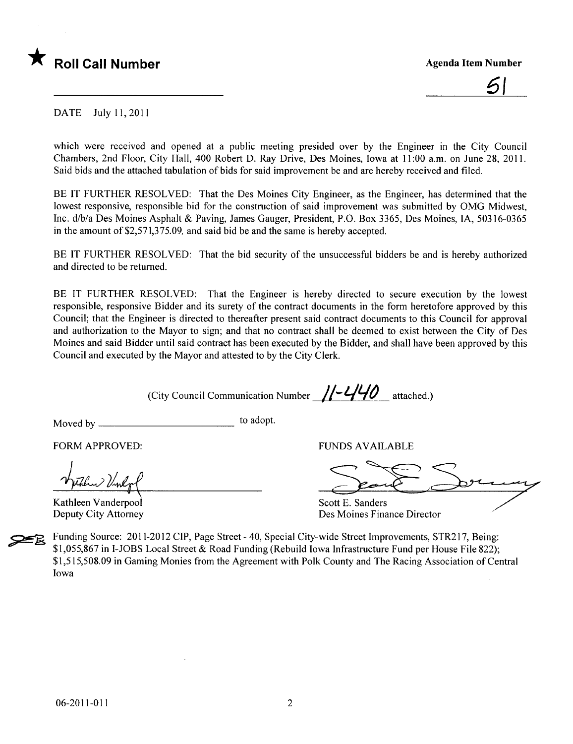★ **Roll Call Number**

**Agenda Item Number**

51

DATE July 11, 2011

which were received and opened at a public meeting presided over by the Engineer in the City Council Chambers, 2nd Floor, City Hall, 400 Robert D. Ray Drive, Des Moines, Iowa at 11:00 a.m. on June 28, 2011. Said bids and the attached tabulation of bids for said improvement be and are hereby received and filed.

BE IT FURTHER RESOLVED: That the Des Moines City Engineer, as the Engineer, has determined that the lowest responsive, responsible bid for the construction of said improvement was submitted by OMG Midwest, Inc. d/b/a Des Moines Asphalt & Paving, James Gauger, President, P.O. Box 3365, Des Moines, IA, 50316-0365 in the amount of $2,571,375.09, and said bid be and the same is hereby accepted.

BE IT FURTHER RESOLVED: That the bid security of the unsuccessful bidders be and is hereby authorized and directed to be returned.

BE IT FURTHER RESOLVED: That the Engineer is hereby directed to secure execution by the lowest responsible, responsive Bidder and its surety of the contract documents in the form heretofore approved by this Council; that the Engineer is directed to thereafter present said contract documents to this Council for approval and authorization to the Mayor to sign; and that no contract shall be deemed to exist between the City of Des Moines and said Bidder until said contract has been executed by the Bidder, and shall have been approved by this Council and executed by the Mayor and attested to by the City Clerk.

(City Council Communication Number 11-440 attached.)

Moved by ____________________ to adopt.

FORM APPROVED:

Kathleen Vanderpool
Deputy City Attorney

FUNDS AVAILABLE

Scott E. Sanders
Des Moines Finance Director

Funding Source: 2011-2012 CIP, Page Street - 40, Special City-wide Street Improvements, STR217, Being: $1,055,867 in I-JOBS Local Street & Road Funding (Rebuild Iowa Infrastructure Fund per House File 822); $1,515,508.09 in Gaming Monies from the Agreement with Polk County and The Racing Association of Central Iowa

06-2011-011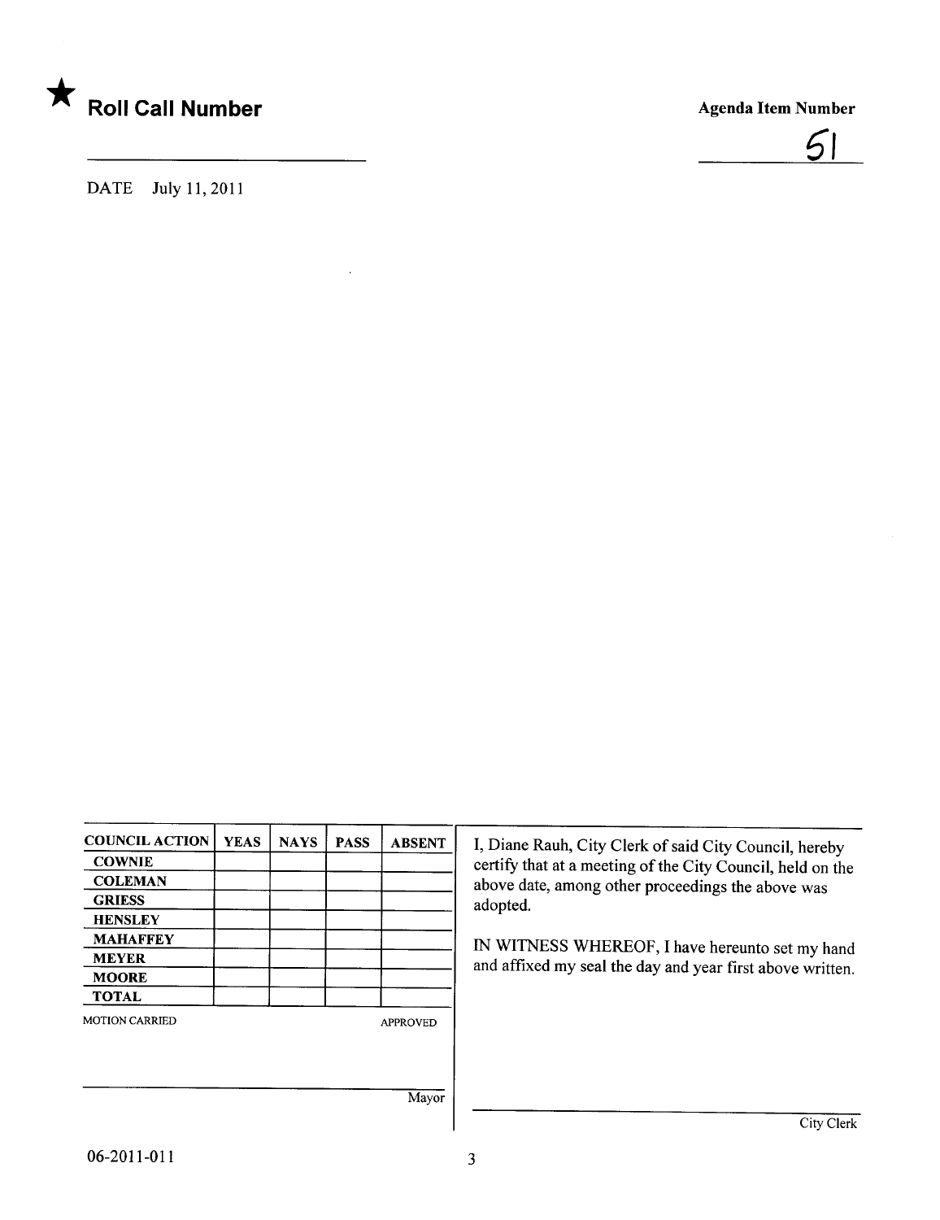★ **Roll Call Number**

**Agenda Item Number**

51

DATE July 11, 2011

| COUNCIL ACTION | YEAS | NAYS | PASS | ABSENT |
|---|---|---|---|---|
| COWNIE | | | | |
| COLEMAN | | | | |
| GRIESS | | | | |
| HENSLEY | | | | |
| MAHAFFEY | | | | |
| MEYER | | | | |
| MOORE | | | | |
| TOTAL | | | | |

MOTION CARRIED APPROVED

Mayor

I, Diane Rauh, City Clerk of said City Council, hereby certify that at a meeting of the City Council, held on the above date, among other proceedings the above was adopted.

IN WITNESS WHEREOF, I have hereunto set my hand and affixed my seal the day and year first above written.

City Clerk

06-2011-011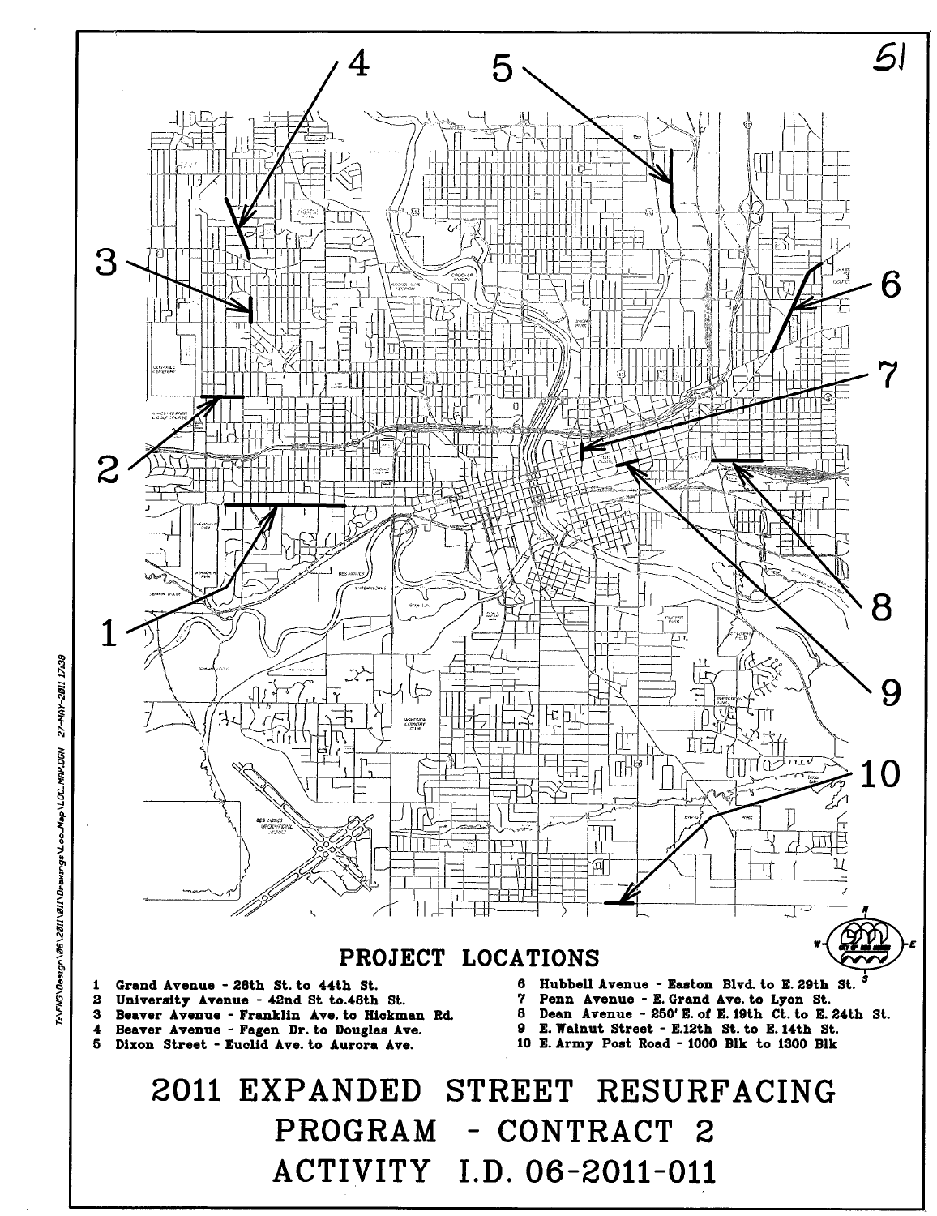51

## PROJECT LOCATIONS

1 Grand Avenue - 28th St. to 44th St.
2 University Avenue - 42nd St to 48th St.
3 Beaver Avenue - Franklin Ave. to Hickman Rd.
4 Beaver Avenue - Fagen Dr. to Douglas Ave.
5 Dixon Street - Euclid Ave. to Aurora Ave.
6 Hubbell Avenue - Easton Blvd. to E. 29th St.
7 Penn Avenue - E. Grand Ave. to Lyon St.
8 Dean Avenue - 250' E. of E. 19th Ct. to E. 24th St.
9 E. Walnut Street - E.12th St. to E. 14th St.
10 E. Army Post Road - 1000 Blk to 1300 Blk

# 2011 EXPANDED STREET RESURFACING PROGRAM - CONTRACT 2

# ACTIVITY I.D. 06-2011-011

T:\ENG\Design\06\2011\2011\Drawings\Loc_Map\LOC_MAP.DGN 27-MAY-2011 17:38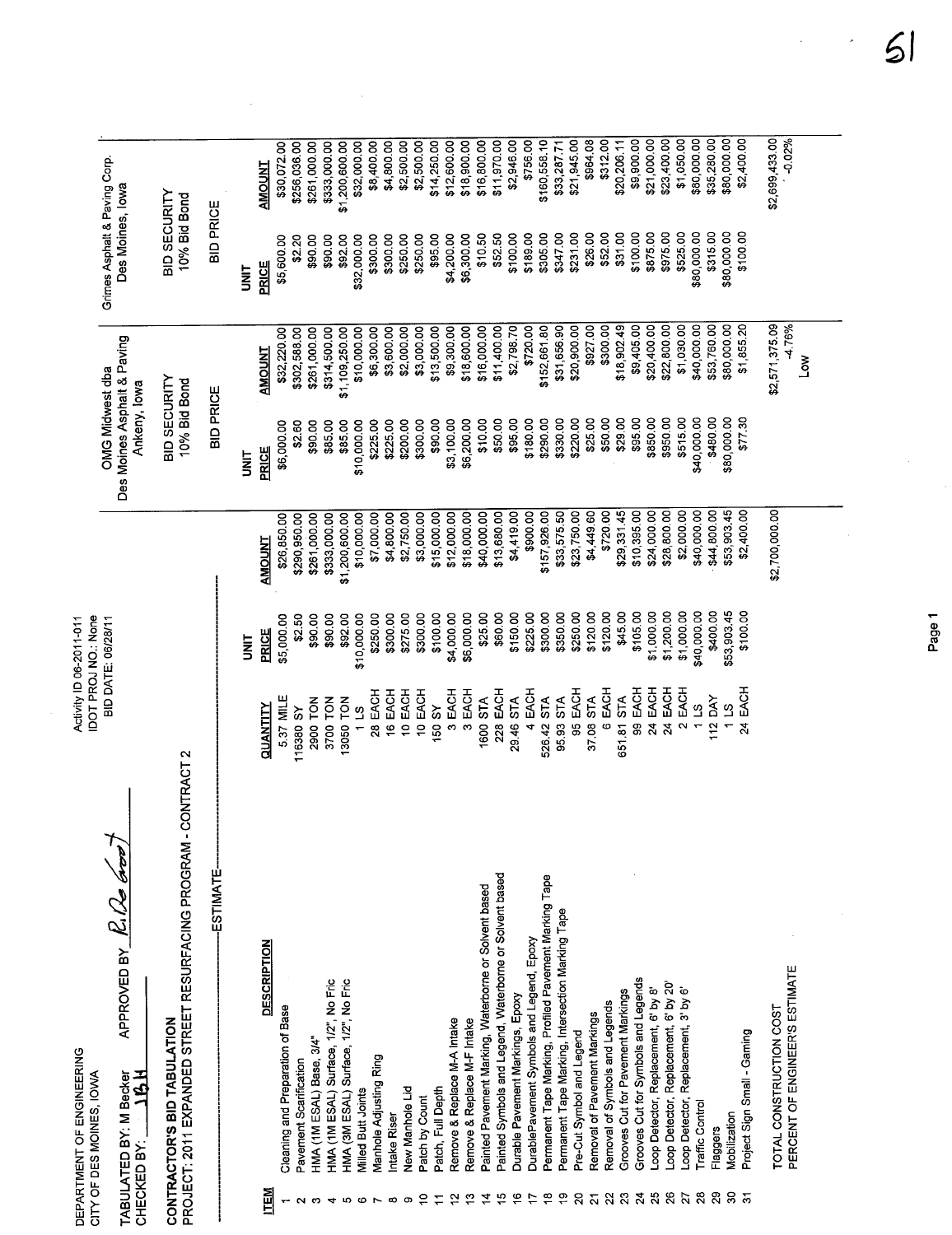DEPARTMENT OF ENGINEERING
CITY OF DES MOINES, IOWA

Activity ID 06-2011-011
IDOT PROJ NO.: None
BID DATE: 06/28/11

TABULATED BY: M Becker APPROVED BY *R. De Groot*
CHECKED BY: *JBH*

**CONTRACTOR'S BID TABULATION**
**PROJECT: 2011 EXPANDED STREET RESURFACING PROGRAM - CONTRACT 2**

| | | ESTIMATE | | | OMG Midwest dba Des Moines Asphalt & Paving, Ankeny, Iowa — BID SECURITY 10% Bid Bond — BID PRICE | | Grimes Asphalt & Paving Corp., Des Moines, Iowa — BID SECURITY 10% Bid Bond — BID PRICE | |
|---|---|---|---|---|---|---|---|---|
| **ITEM** | **DESCRIPTION** | **QUANTITY** | **UNIT PRICE** | **AMOUNT** | **UNIT PRICE** | **AMOUNT** | **UNIT PRICE** | **AMOUNT** |
| 1 | Cleaning and Preparation of Base | 5.37 MILE | $5,000.00 | $26,850.00 | $6,000.00 | $32,220.00 | $5,600.00 | $30,072.00 |
| 2 | Pavement Scarification | 116380 SY | $2.50 | $290,950.00 | $2.60 | $302,588.00 | $2.20 | $256,036.00 |
| 3 | HMA (1M ESAL) Base, 3/4" | 2900 TON | $90.00 | $261,000.00 | $90.00 | $261,000.00 | $90.00 | $261,000.00 |
| 4 | HMA (1M ESAL) Surface, 1/2", No Fric | 3700 TON | $90.00 | $333,000.00 | $85.00 | $314,500.00 | $90.00 | $333,000.00 |
| 5 | HMA (3M ESAL) Surface, 1/2", No Fric | 13050 TON | $92.00 | $1,200,600.00 | $85.00 | $1,109,250.00 | $92.00 | $1,200,600.00 |
| 6 | Milled Butt Joints | 1 LS | $10,000.00 | $10,000.00 | $10,000.00 | $10,000.00 | $32,000.00 | $32,000.00 |
| 7 | Manhole Adjusting Ring | 28 EACH | $250.00 | $7,000.00 | $225.00 | $6,300.00 | $300.00 | $8,400.00 |
| 8 | Intake Riser | 16 EACH | $300.00 | $4,800.00 | $225.00 | $3,600.00 | $300.00 | $4,800.00 |
| 9 | New Manhole Lid | 10 EACH | $275.00 | $2,750.00 | $200.00 | $2,000.00 | $250.00 | $2,500.00 |
| 10 | Patch by Count | 10 EACH | $300.00 | $3,000.00 | $300.00 | $3,000.00 | $250.00 | $2,500.00 |
| 11 | Patch, Full Depth | 150 SY | $100.00 | $15,000.00 | $90.00 | $13,500.00 | $95.00 | $14,250.00 |
| 12 | Remove & Replace M-A Intake | 3 EACH | $4,000.00 | $12,000.00 | $3,100.00 | $9,300.00 | $4,200.00 | $12,600.00 |
| 13 | Remove & Replace M-F Intake | 3 EACH | $6,000.00 | $18,000.00 | $6,200.00 | $18,600.00 | $6,300.00 | $18,900.00 |
| 14 | Painted Pavement Marking, Waterborne or Solvent based | 1600 STA | $25.00 | $40,000.00 | $10.00 | $16,000.00 | $10.50 | $16,800.00 |
| 15 | Painted Symbols and Legend, Waterborne or Solvent based | 228 EACH | $60.00 | $13,680.00 | $50.00 | $11,400.00 | $52.50 | $11,970.00 |
| 16 | Durable Pavement Markings, Epoxy | 29.46 STA | $150.00 | $4,419.00 | $95.00 | $2,798.70 | $100.00 | $2,946.00 |
| 17 | DurablePavement Symbols and Legend, Epoxy | 4 EACH | $225.00 | $900.00 | $180.00 | $720.00 | $189.00 | $756.00 |
| 18 | Permanent Tape Marking, Profiled Pavement Marking Tape | 526.42 STA | $300.00 | $157,926.00 | $290.00 | $152,661.80 | $305.00 | $160,558.10 |
| 19 | Permanent Tape Marking, Intersection Marking Tape | 95.93 STA | $350.00 | $33,575.50 | $330.00 | $31,656.90 | $347.00 | $33,287.71 |
| 20 | Pre-Cut Symbol and Legend | 95 EACH | $250.00 | $23,750.00 | $220.00 | $20,900.00 | $231.00 | $21,945.00 |
| 21 | Removal of Pavement Markings | 37.08 STA | $120.00 | $4,449.60 | $25.00 | $927.00 | $26.00 | $964.08 |
| 22 | Removal of Symbols and Legends | 6 EACH | $120.00 | $720.00 | $50.00 | $300.00 | $52.00 | $312.00 |
| 23 | Grooves Cut for Pavement Markings | 651.81 STA | $45.00 | $29,331.45 | $29.00 | $18,902.49 | $31.00 | $20,206.11 |
| 24 | Grooves Cut for Symbols and Legends | 99 EACH | $105.00 | $10,395.00 | $95.00 | $9,405.00 | $100.00 | $9,900.00 |
| 25 | Loop Detector, Replacement, 6' by 8' | 24 EACH | $1,000.00 | $24,000.00 | $850.00 | $20,400.00 | $875.00 | $21,000.00 |
| 26 | Loop Detector, Replacement, 6' by 20' | 24 EACH | $1,200.00 | $28,800.00 | $950.00 | $22,800.00 | $975.00 | $23,400.00 |
| 27 | Loop Detector, Replacement, 3' by 6' | 2 EACH | $1,000.00 | $2,000.00 | $515.00 | $1,030.00 | $525.00 | $1,050.00 |
| 28 | Traffic Control | 1 LS | $40,000.00 | $40,000.00 | $40,000.00 | $40,000.00 | $80,000.00 | $80,000.00 |
| 29 | Flaggers | 112 DAY | $400.00 | $44,800.00 | $480.00 | $53,760.00 | $315.00 | $35,280.00 |
| 30 | Mobilization | 1 LS | $53,903.45 | $53,903.45 | $80,000.00 | $80,000.00 | $80,000.00 | $80,000.00 |
| 31 | Project Sign Small - Gaming | 24 EACH | $100.00 | $2,400.00 | $77.30 | $1,855.20 | $100.00 | $2,400.00 |
| | TOTAL CONSTRUCTION COST | | | $2,700,000.00 | | $2,571,375.09 | | $2,699,433.00 |
| | PERCENT OF ENGINEER'S ESTIMATE | | | | | -4.76% | | -0.02% |
| | | | | | | Low | | |